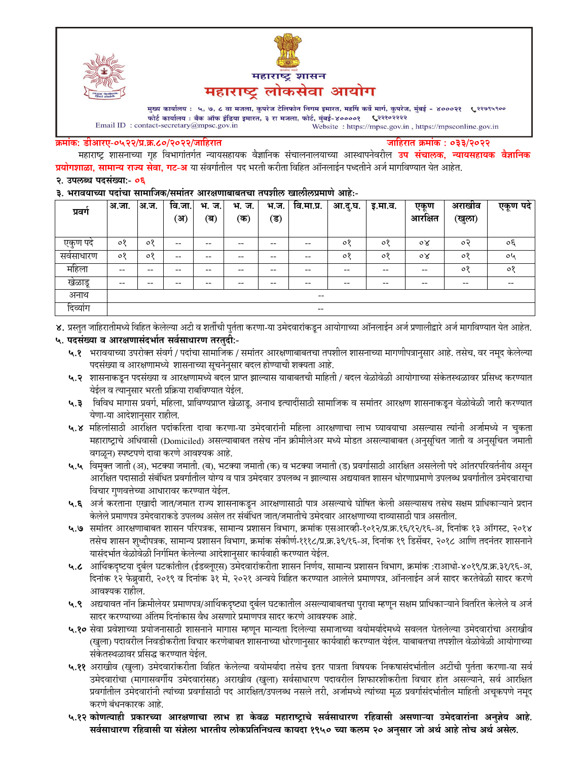# महाराष्ट्र शासन

# महाराष्ट्र लोकसेवा आयोग

मुख्य कार्यालय : ५, ७, ८ वा मजला, कुपरेज टेलिफोन निगम इमारत, महर्षि कर्वे मार्ग, कुपरेज, मुंबई - ४०००२१ ☎ २२७९५९००
फोर्ट कार्यालय : बँक ऑफ इंडिया इमारत, ३ रा मजला, फोर्ट, मुंबई-४००००१ ☎ २२१०२२२२
Email ID : contact-secretary@mpsc.gov.in
Website : https://mpsc.gov.in , https://mpsconline.gov.in

**क्रमांक: डीआरए-०५२२/प्र.क्र.८०/२०२२/जाहिरात** **जाहिरात क्रमांक : ०३३/२०२२**

महाराष्ट्र शासनाच्या गृह विभागांतर्गत न्यायसहायक वैज्ञानिक संचालनालयाच्या आस्थापनेवरील **उप संचालक, न्यायसहायक वैज्ञानिक प्रयोगशाळा, सामान्य राज्य सेवा, गट-अ** या संवर्गातील पद भरती करीता विहित ऑनलाईन पध्दतीने अर्ज मागविण्यात येत आहेत.

**२. उपलब्ध पदसंख्या:- ०६**

**३. भरावयाच्या पदांचा सामाजिक/समांतर आरक्षणाबाबतचा तपशील खालीलप्रमाणे आहे:-**

| प्रवर्ग | अ.जा. | अ.ज. | वि.जा. (अ) | भ. ज. (ब) | भ. ज. (क) | भ.ज. (ड) | वि.मा.प्र. | आ.दु.घ. | इ.मा.व. | एकूण आरक्षित | अराखीव (खुला) | एकूण पदे |
|---|---|---|---|---|---|---|---|---|---|---|---|---|
| एकुण पदे | ०१ | ०१ | -- | -- | -- | -- | -- | ०१ | ०१ | ०४ | ०२ | ०६ |
| सर्वसाधारण | ०१ | ०१ | -- | -- | -- | -- | -- | ०१ | ०१ | ०४ | ०१ | ०५ |
| महिला | -- | -- | -- | -- | -- | -- | -- | -- | -- | -- | ०१ | ०१ |
| खेळाडू | -- | -- | -- | -- | -- | -- | -- | -- | -- | -- | -- | -- |
| अनाथ | -- | | | | | | | | | | | |
| दिव्यांग | -- | | | | | | | | | | | |

४. प्रस्तुत जाहिरातीमध्ये विहित केलेल्या अटी व शर्तीची पुर्तता करणा-या उमेदवारांकडून आयोगाच्या ऑनलाईन अर्ज प्रणालीद्वारे अर्ज मागविण्यात येत आहेत.

**५. पदसंख्या व आरक्षणासंदर्भात सर्वसाधारण तरतुदी:-**

**५.१** भरावयाच्या उपरोक्त संवर्ग / पदांचा सामाजिक / समांतर आरक्षणाबाबतचा तपशील शासनाच्या मागणीपत्रानुसार आहे. तसेच, वर नमूद केलेल्या पदसंख्या व आरक्षणामध्ये शासनाच्या सूचनेनुसार बदल होण्याची शक्यता आहे.

**५.२** शासनाकडून पदसंख्या व आरक्षणामध्ये बदल प्राप्त झाल्यास याबाबतची माहिती / बदल वेळोवेळी आयोगाच्या संकेतस्थळावर प्रसिध्द करण्यात येईल व त्यानुसार भरती प्रक्रिया राबविण्यात येईल.

**५.३** विविध मागास प्रवर्ग, महिला, प्राविण्यप्राप्त खेळाडू, अनाथ इत्यादींसाठी सामाजिक व समांतर आरक्षण शासनाकडून वेळोवेळी जारी करण्यात येणा-या आदेशानुसार राहील.

**५.४** महिलांसाठी आरक्षित पदांकरिता दावा करणा-या उमेदवारांनी महिला आरक्षणाचा लाभ घ्यावयाचा असल्यास त्यांनी अर्जामध्ये न चुकता महाराष्ट्राचे अधिवासी (Domiciled) असल्याबाबत तसेच नॉन क्रीमीलेअर मध्ये मोडत असल्याबाबत (अनुसूचित जाती व अनुसूचित जमाती वगळून) स्पष्टपणे दावा करणे आवश्यक आहे.

**५.५** विमुक्त जाती (अ), भटक्या जमाती. (ब), भटक्या जमाती (क) व भटक्या जमाती (ड) प्रवर्गासाठी आरक्षित असलेली पदे आंतरपरिवर्तनीय असून आरक्षित पदासाठी संबंधित प्रवर्गातील योग्य व पात्र उमेदवार उपलब्ध न झाल्यास अद्ययावत शासन धोरणाप्रमाणे उपलब्ध प्रवर्गातील उमेदवाराचा विचार गुणवत्तेच्या आधारावर करण्यात येईल.

**५.६** अर्ज करताना एखादी जात/जमात राज्य शासनाकडून आरक्षणासाठी पात्र असल्याचे घोषित केली असल्यासच तसेच सक्षम प्राधिकाऱ्याने प्रदान केलेले प्रमाणपत्र उमेदवाराकडे उपलब्ध असेल तर संबंधित जात/जमातीचे उमेदवार आरक्षणाच्या दाव्यासाठी पात्र असतील.

**५.७** समांतर आरक्षणाबाबत शासन परिपत्रक, सामान्य प्रशासन विभाग, क्रमांक एसआरव्ही-१०१२/प्र.क्र.१६/१२/१६-अ, दिनांक १३ ऑगस्ट, २०१४ तसेच शासन शुध्दीपत्रक, सामान्य प्रशासन विभाग, क्रमांक संकीर्ण-१११८/प्र.क्र.३९/१६-अ, दिनांक १९ डिसेंबर, २०१८ आणि तदनंतर शासनाने यासंदर्भात वेळोवेळी निर्गमित केलेल्या आदेशानुसार कार्यवाही करण्यात येईल.

**५.८** आर्थिकदृष्टया दुर्बल घटकांतील (ईडब्लूएस) उमेदवारांकरीता शासन निर्णय, सामान्य प्रशासन विभाग, क्रमांक :राआधो-४०१९/प्र.क्र.३१/१६-अ, दिनांक १२ फेब्रुवारी, २०१९ व दिनांक ३१ मे, २०२१ अन्वये विहित करण्यात आलेले प्रमाणपत्र, ऑनलाईन अर्ज सादर करतेवेळी सादर करणे आवश्यक राहील.

**५.९** अद्ययावत नॉन क्रिमीलेयर प्रमाणपत्र/आर्थिकदृष्ट्या दुर्बल घटकातील असल्याबाबतचा पुरावा म्हणून सक्षम प्राधिकाऱ्याने वितरित केलेले व अर्ज सादर करण्याच्या अंतिम दिनांकास वैध असणारे प्रमाणपत्र सादर करणे आवश्यक आहे.

**५.१०** सेवा प्रवेशाच्या प्रयोजनासाठी शासनाने मागास म्हणून मान्यता दिलेल्या समाजाच्या वयोमर्यादेमध्ये सवलत घेतलेल्या उमेदवारांचा अराखीव (खुला) पदावरील निवडीकरीता विचार करणेबाबत शासनाच्या धोरणानुसार कार्यवाही करण्यात येईल. याबाबतचा तपशील वेळोवेळी आयोगाच्या संकेतस्थळावर प्रसिद्ध करण्यात येईल.

**५.११** अराखीव (खुला) उमेदवारांकरीता विहित केलेल्या वयोमर्यादा तसेच इतर पात्रता विषयक निकषासंदर्भातील अटींची पुर्तता करणा-या सर्व उमेदवारांचा (मागासवर्गीय उमेदवारांसह) अराखीव (खुला) सर्वसाधारण पदावरील शिफारशीकरीता विचार होत असल्याने, सर्व आरक्षित प्रवर्गातील उमेदवारांनी त्यांच्या प्रवर्गासाठी पद आरक्षित/उपलब्ध नसले तरी, अर्जामध्ये त्यांच्या मूळ प्रवर्गासंदर्भातील माहिती अचूकपणे नमूद करणे बंधनकारक आहे.

**५.१२ कोणत्याही प्रकारच्या आरक्षणाचा लाभ हा केवळ महाराष्ट्राचे सर्वसाधारण रहिवासी असणाऱ्या उमेदवारांना अनुज्ञेय आहे. सर्वसाधारण रहिवासी या संज्ञेला भारतीय लोकप्रतिनिधत्व कायदा १९५० च्या कलम २० अनुसार जो अर्थ आहे तोच अर्थ असेल.**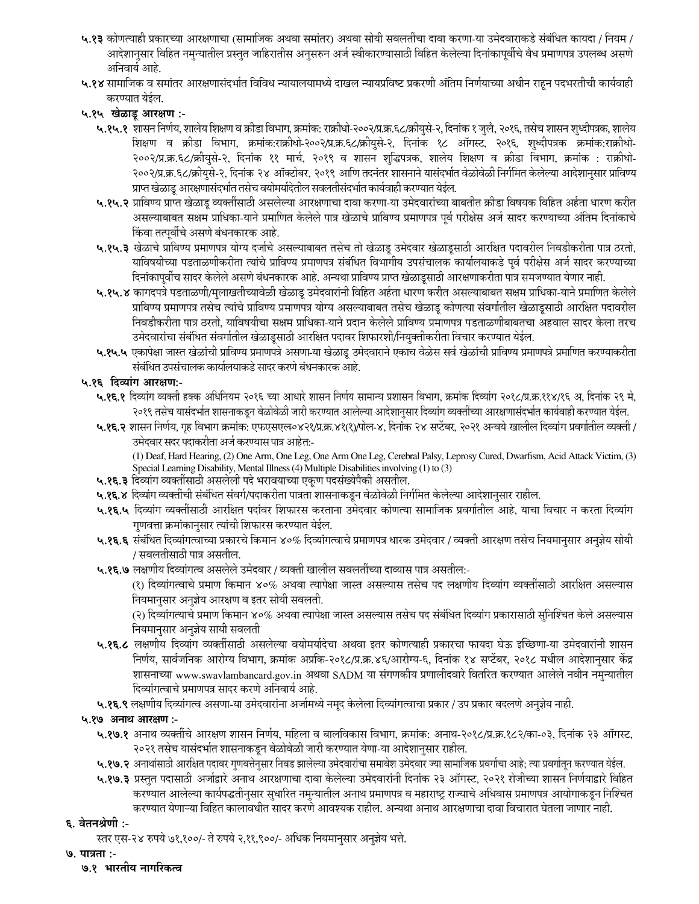**५.१३** कोणत्याही प्रकारच्या आरक्षणाचा (सामाजिक अथवा समांतर) अथवा सोयी सवलतींचा दावा करणा-या उमेदवाराकडे संबंधित कायदा / नियम / आदेशानुसार विहित नमुन्यातील प्रस्तुत जाहिरातीस अनुसरुन अर्ज स्वीकारण्यासाठी विहित केलेल्या दिनांकापूर्वीचे वैध प्रमाणपत्र उपलब्ध असणे अनिवार्य आहे.

**५.१४** सामाजिक व समांतर आरक्षणासंदर्भात विविध न्यायालयामध्ये दाखल न्यायप्रविष्ट प्रकरणी अंतिम निर्णयाच्या अधीन राहून पदभरतीची कार्यवाही करण्यात येईल.

**५.१५ खेळाडू आरक्षण :-**

**५.१५.१** शासन निर्णय, शालेय शिक्षण व क्रीडा विभाग, क्रमांक: राक्रीधो-२००२/प्र.क्र.६८/क्रीयुसे-२, दिनांक १ जुलै, २०१६, तसेच शासन शुध्दीपत्रक, शालेय शिक्षण व क्रीडा विभाग, क्रमांक:राक्रीधो-२००२/प्र.क्र.६८/क्रीयुसे-२, दिनांक १८ ऑगस्ट, २०१६, शुध्दीपत्रक क्रमांक:राक्रीधो-२००२/प्र.क्र.६८/क्रीयुसे-२, दिनांक ११ मार्च, २०१९ व शासन शुद्धिपत्रक, शालेय शिक्षण व क्रीडा विभाग, क्रमांक : राक्रीधो-२००२/प्र.क्र.६८/क्रीयुसे-२, दिनांक २४ ऑक्टोबर, २०१९ आणि तदनंतर शासनाने यासंदर्भात वेळोवेळी निर्गमित केलेल्या आदेशानुसार प्राविण्य प्राप्त खेळाडू आरक्षणासंदर्भात तसेच वयोमर्यादेतील सवलतीसंदर्भात कार्यवाही करण्यात येईल.

**५.१५.२** प्राविण्य प्राप्त खेळाडू व्यक्तींसाठी असलेल्या आरक्षणाचा दावा करणा-या उमेदवारांच्या बाबतीत क्रीडा विषयक विहित अर्हता धारण करीत असल्याबाबत सक्षम प्राधिका-याने प्रमाणित केलेले पात्र खेळाचे प्राविण्य प्रमाणपत्र पूर्व परीक्षेस अर्ज सादर करण्याच्या अंतिम दिनांकाचे किंवा तत्पूर्वीचे असणे बंधनकारक आहे.

**५.१५.३** खेळाचे प्राविण्य प्रमाणपत्र योग्य दर्जाचे असल्याबाबत तसेच तो खेळाडू उमेदवार खेळाडूसाठी आरक्षित पदावरील निवडीकरीता पात्र ठरतो, याविषयीच्या पडताळणीकरीता त्यांचे प्राविण्य प्रमाणपत्र संबंधित विभागीय उपसंचालक कार्यालयाकडे पूर्व परीक्षेस अर्ज सादर करण्याच्या दिनांकापूर्वीच सादर केलेले असणे बंधनकारक आहे. अन्यथा प्राविण्य प्राप्त खेळाडूसाठी आरक्षणाकरीता पात्र समजण्यात येणार नाही.

**५.१५.४** कागदपत्रे पडताळणी/मुलाखतीच्यावेळी खेळाडू उमेदवारांनी विहित अर्हता धारण करीत असल्याबाबत सक्षम प्राधिका-याने प्रमाणित केलेले प्राविण्य प्रमाणपत्र तसेच त्यांचे प्राविण्य प्रमाणपत्र योग्य असल्याबाबत तसेच खेळाडू कोणत्या संवर्गातील खेळाडूसाठी आरक्षित पदावरील निवडीकरीता पात्र ठरतो, याविषयीचा सक्षम प्राधिका-याने प्रदान केलेले प्राविण्य प्रमाणपत्र पडताळणीबाबतचा अहवाल सादर केला तरच उमेदवारांचा संबंधित संवर्गातील खेळाडूसाठी आरक्षित पदावर शिफारशी/नियुक्तीकरीता विचार करण्यात येईल.

**५.१५.५** एकापेक्षा जास्त खेळांची प्राविण्य प्रमाणपत्रे असणा-या खेळाडू उमेदवाराने एकाच वेळेस सर्व खेळांची प्राविण्य प्रमाणपत्रे प्रमाणित करण्याकरीता संबंधित उपसंचालक कार्यालयाकडे सादर करणे बंधनकारक आहे.

**५.१६ दिव्यांग आरक्षण:-**

**५.१६.१** दिव्यांग व्यक्ती हक्क अधिनियम २०१६ च्या आधारे शासन निर्णय सामान्य प्रशासन विभाग, क्रमांक दिव्यांग २०१८/प्र.क्र.११४/१६ अ, दिनांक २९ मे, २०१९ तसेच यासंदर्भात शासनाकडून वेळोवेळी जारी करण्यात आलेल्या आदेशानुसार दिव्यांग व्यक्तींच्या आरक्षणासंदर्भात कार्यवाही करण्यात येईल.

**५.१६.२** शासन निर्णय, गृह विभाग क्रमांक: एफएसएल०४२१/प्र.क्र.४१(१)/पोल-४, दिनांक २४ सप्टेंबर, २०२१ अन्वये खालील दिव्यांग प्रवर्गातील व्यक्ती / उमेदवार सदर पदाकरीता अर्ज करण्यास पात्र आहेत:-

(1) Deaf, Hard Hearing, (2) One Arm, One Leg, One Arm One Leg, Cerebral Palsy, Leprosy Cured, Dwarfism, Acid Attack Victim, (3) Special Learning Disability, Mental Illness (4) Multiple Disabilities involving (1) to (3)

**५.१६.३** दिव्यांग व्यक्तींसाठी असलेली पदे भरावयाच्या एकूण पदसंख्येपैकी असतील.

**५.१६.४** दिव्यांग व्यक्तींची संबंधित संवर्ग/पदाकरीता पात्रता शासनाकडून वेळोवेळी निर्गमित केलेल्या आदेशानुसार राहील.

**५.१६.५** दिव्यांग व्यक्तींसाठी आरक्षित पदांवर शिफारस करताना उमेदवार कोणत्या सामाजिक प्रवर्गातील आहे, याचा विचार न करता दिव्यांग गुणवत्ता क्रमांकानुसार त्यांची शिफारस करण्यात येईल.

**५.१६.६** संबंधित दिव्यांगत्वाच्या प्रकारचे किमान ४०% दिव्यांगत्वाचे प्रमाणपत्र धारक उमेदवार / व्यक्ती आरक्षण तसेच नियमानुसार अनुज्ञेय सोयी / सवलतीसाठी पात्र असतील.

**५.१६.७** लक्षणीय दिव्यांगत्व असलेले उमेदवार / व्यक्ती खालील सवलतींच्या दाव्यास पात्र असतील:-

(१) दिव्यांगत्वाचे प्रमाण किमान ४०% अथवा त्यापेक्षा जास्त असल्यास तसेच पद लक्षणीय दिव्यांग व्यक्तींसाठी आरक्षित असल्यास नियमानुसार अनुज्ञेय आरक्षण व इतर सोयी सवलती.

(२) दिव्यांगत्याचे प्रमाण किमान ४०% अथवा त्यापेक्षा जास्त असल्यास तसेच पद संबंधित दिव्यांग प्रकारासाठी सुनिश्चित केले असल्यास नियमानुसार अनुज्ञेय सायी सवलती

**५.१६.८** लक्षणीय दिव्यांग व्यक्तींसाठी असलेल्या वयोमर्यादेचा अथवा इतर कोणत्याही प्रकारचा फायदा घेऊ इच्छिणा-या उमेदवारांनी शासन निर्णय, सार्वजनिक आरोग्य विभाग, क्रमांक अप्रकि-२०१८/प्र.क्र.४६/आरोग्य-६, दिनांक १४ सप्टेंबर, २०१८ मधील आदेशानुसार केंद्र शासनाच्या www.swavlambancard.gov.in अथवा SADM या संगणकीय प्रणालीदवारे वितरित करण्यात आलेले नवीन नमुन्यातील दिव्यांगत्वाचे प्रमाणपत्र सादर करणे अनिवार्य आहे.

**५.१६.९** लक्षणीय दिव्यांगत्व असणा-या उमेदवारांना अर्जामध्ये नमूद केलेला दिव्यांगत्वाचा प्रकार / उप प्रकार बदलणे अनुज्ञेय नाही.

**५.१७ अनाथ आरक्षण :-**

**५.१७.१** अनाथ व्यक्तींचे आरक्षण शासन निर्णय, महिला व बालविकास विभाग, क्रमांक: अनाथ-२०१८/प्र.क्र.१८२/का-०३, दिनांक २३ ऑगस्ट, २०२१ तसेच यासंदर्भात शासनाकडून वेळोवेळी जारी करण्यात येणा-या आदेशानुसार राहील.

**५.१७.२** अनाथांसाठी आरक्षित पदावर गुणवत्तेनुसार निवड झालेल्या उमेदवारांचा समावेश उमेदवार ज्या सामाजिक प्रवर्गाचा आहे; त्या प्रवर्गातून करण्यात येईल.

**५.१७.३** प्रस्तुत पदासाठी अर्जाद्वारे अनाथ आरक्षणाचा दावा केलेल्या उमेदवारांनी दिनांक २३ ऑगस्ट, २०२१ रोजीच्या शासन निर्णयाद्वारे विहित करण्यात आलेल्या कार्यपद्धतीनुसार सुधारित नमुन्यातील अनाथ प्रमाणपत्र व महाराष्ट्र राज्याचे अधिवास प्रमाणपत्र आयोगाकडून निश्चित करण्यात येणाऱ्या विहित कालावधीत सादर करणे आवश्यक राहील. अन्यथा अनाथ आरक्षणाचा दावा विचारात घेतला जाणार नाही.

**६. वेतनश्रेणी :-**

स्तर एस-२४ रुपये ७१,१००/- ते रुपये २,११,९००/- अधिक नियमानुसार अनुज्ञेय भत्ते.

**७. पात्रता :-**

**७.१ भारतीय नागरिकत्व**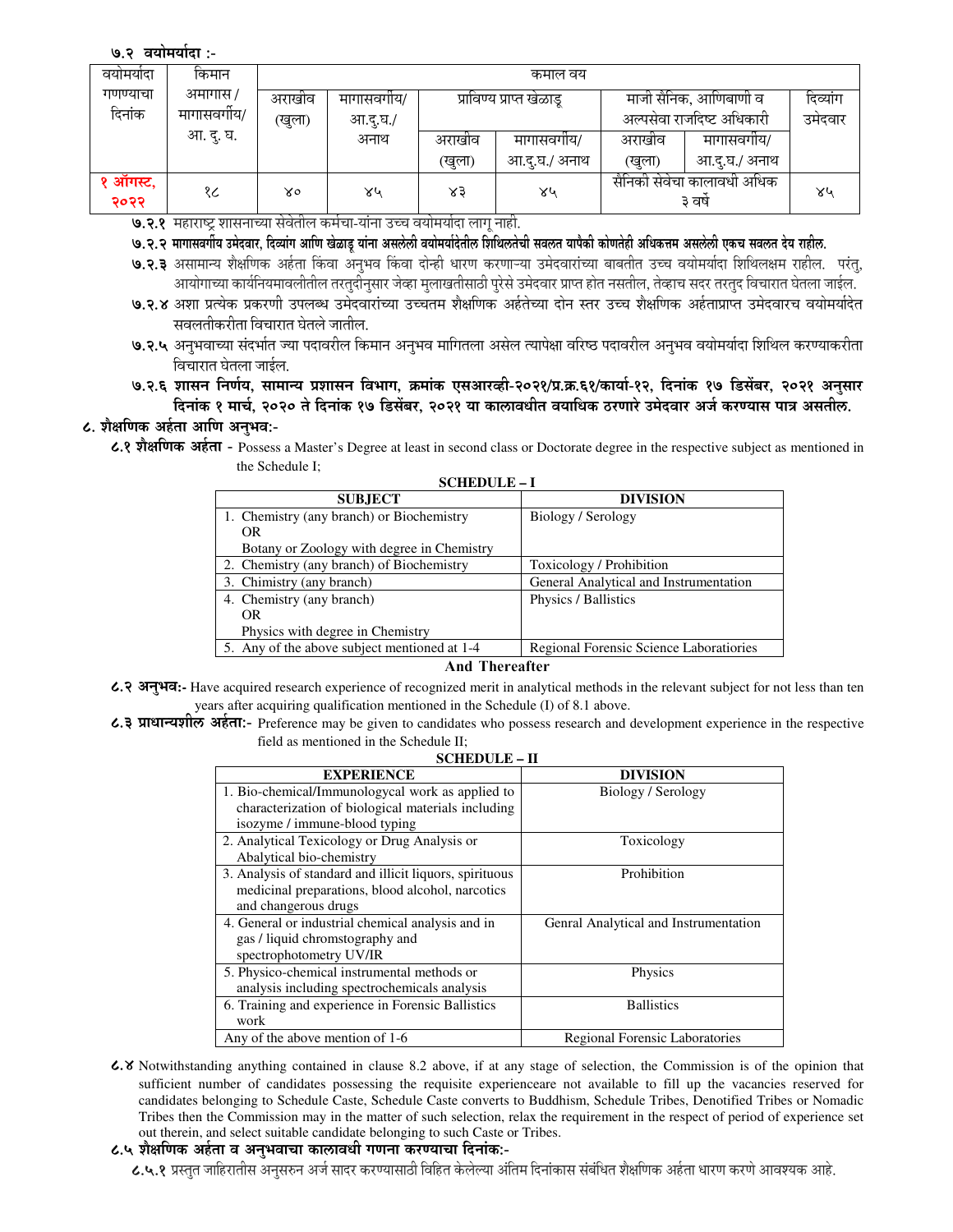**७.२ वयोमर्यादा :-**

| वयोमर्यादा गणण्याचा दिनांक | किमान अमागास / मागासवर्गीय/ आ. दु. घ. | कमाल वय | | | | | | |
|---|---|---|---|---|---|---|---|---|
| | | अराखीव (खुला) | मागासवर्गीय/ आ.दु.घ./ अनाथ | प्राविण्य प्राप्त खेळाडू | | माजी सैनिक, आणिबाणी व अल्पसेवा राजदिष्ट अधिकारी | | दिव्यांग उमेदवार |
| | | | | अराखीव (खुला) | मागासवर्गीय/ आ.दु.घ./ अनाथ | अराखीव (खुला) | मागासवर्गीय/ आ.दु.घ./ अनाथ | |
| १ ऑगस्ट, २०२२ | १८ | ४० | ४५ | ४३ | ४५ | सैनिकी सेवेचा कालावधी अधिक ३ वर्षे | | ४५ |

**७.२.१** महाराष्ट्र शासनाच्या सेवेतील कर्मचा-यांना उच्च वयोमर्यादा लागू नाही.

**७.२.२ मागासवर्गीय उमेदवार, दिव्यांग आणि खेळाडू यांना असलेली वयोमर्यादेतील शिथिलतेची सवलत यापैकी कोणतेही अधिकत्तम असलेली एकच सवलत देय राहील.**

**७.२.३** असामान्य शैक्षणिक अर्हता किंवा अनुभव किंवा दोन्ही धारण करणाऱ्या उमेदवारांच्या बाबतीत उच्च वयोमर्यादा शिथिलक्षम राहील. परंतु, आयोगाच्या कार्यनियमावलीतील तरतुदीनुसार जेव्हा मुलाखतीसाठी पुरेसे उमेदवार प्राप्त होत नसतील, तेव्हाच सदर तरतुद विचारात घेतला जाईल.

**७.२.४** अशा प्रत्येक प्रकरणी उपलब्ध उमेदवारांच्या उच्चतम शैक्षणिक अर्हतेच्या दोन स्तर उच्च शैक्षणिक अर्हताप्राप्त उमेदवारच वयोमर्यादेत सवलतीकरीता विचारात घेतले जातील.

**७.२.५** अनुभवाच्या संदर्भात ज्या पदावरील किमान अनुभव मागितला असेल त्यापेक्षा वरिष्ठ पदावरील अनुभव वयोमर्यादा शिथिल करण्याकरीता विचारात घेतला जाईल.

**७.२.६ शासन निर्णय, सामान्य प्रशासन विभाग, क्रमांक एसआरव्ही-२०२१/प्र.क्र.६१/कार्या-१२, दिनांक १७ डिसेंबर, २०२१ अनुसार दिनांक १ मार्च, २०२० ते दिनांक १७ डिसेंबर, २०२१ या कालावधीत वयाधिक ठरणारे उमेदवार अर्ज करण्यास पात्र असतील.**

## ८. शैक्षणिक अर्हता आणि अनुभव:-

**८.१ शैक्षणिक अर्हता** - Possess a Master's Degree at least in second class or Doctorate degree in the respective subject as mentioned in the Schedule I;

**SCHEDULE – I**

| SUBJECT | DIVISION |
|---|---|
| 1. Chemistry (any branch) or Biochemistry<br>OR<br>Botany or Zoology with degree in Chemistry | Biology / Serology |
| 2. Chemistry (any branch) of Biochemistry | Toxicology / Prohibition |
| 3. Chimistry (any branch) | General Analytical and Instrumentation |
| 4. Chemistry (any branch)<br>OR<br>Physics with degree in Chemistry | Physics / Ballistics |
| 5. Any of the above subject mentioned at 1-4 | Regional Forensic Science Laboratories |

**And Thereafter**

**८.२ अनुभव:-** Have acquired research experience of recognized merit in analytical methods in the relevant subject for not less than ten years after acquiring qualification mentioned in the Schedule (I) of 8.1 above.

**८.३ प्राधान्यशील अर्हता:-** Preference may be given to candidates who possess research and development experience in the respective field as mentioned in the Schedule II;

**SCHEDULE – II**

| EXPERIENCE | DIVISION |
|---|---|
| 1. Bio-chemical/Immunologycal work as applied to characterization of biological materials including isozyme / immune-blood typing | Biology / Serology |
| 2. Analytical Texicology or Drug Analysis or Abalytical bio-chemistry | Toxicology |
| 3. Analysis of standard and illicit liquors, spirituous medicinal preparations, blood alcohol, narcotics and changerous drugs | Prohibition |
| 4. General or industrial chemical analysis and in gas / liquid chromstography and spectrophotometry UV/IR | Genral Analytical and Instrumentation |
| 5. Physico-chemical instrumental methods or analysis including spectrochemicals analysis | Physics |
| 6. Training and experience in Forensic Ballistics work | Ballistics |
| Any of the above mention of 1-6 | Regional Forensic Laboratories |

**८.४** Notwithstanding anything contained in clause 8.2 above, if at any stage of selection, the Commission is of the opinion that sufficient number of candidates possessing the requisite experienceare not available to fill up the vacancies reserved for candidates belonging to Schedule Caste, Schedule Caste converts to Buddhism, Schedule Tribes, Denotified Tribes or Nomadic Tribes then the Commission may in the matter of such selection, relax the requirement in the respect of period of experience set out therein, and select suitable candidate belonging to such Caste or Tribes.

**८.५ शैक्षणिक अर्हता व अनुभवाचा कालावधी गणना करण्याचा दिनांक:-**

**८.५.१** प्रस्तुत जाहिरातीस अनुसरुन अर्ज सादर करण्यासाठी विहित केलेल्या अंतिम दिनांकास संबंधित शैक्षणिक अर्हता धारण करणे आवश्यक आहे.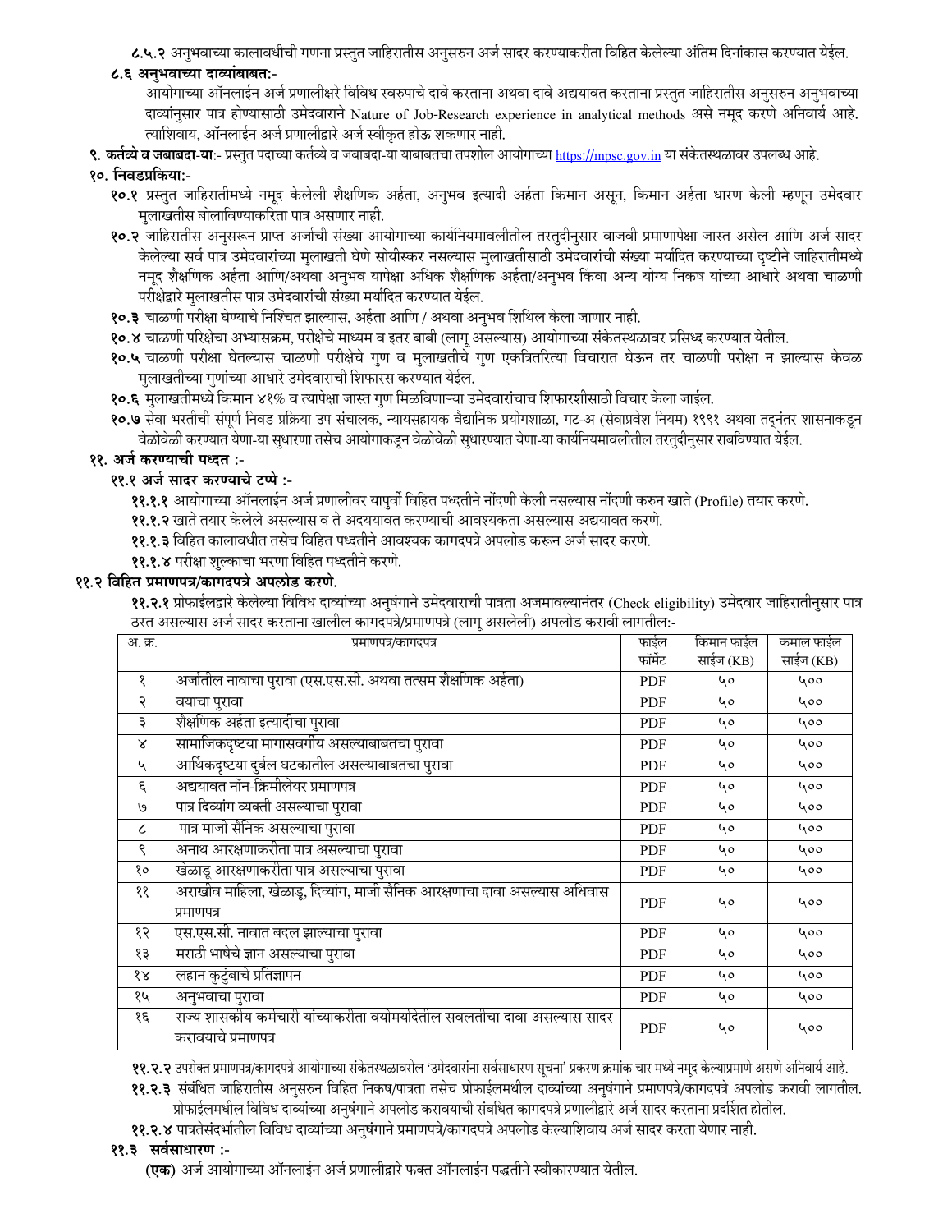८.५.२ अनुभवाच्या कालावधीची गणना प्रस्तुत जाहिरातीस अनुसरुन अर्ज सादर करण्याकरीता विहित केलेल्या अंतिम दिनांकास करण्यात येईल.

**८.६ अनुभवाच्या दाव्यांबाबत:-**

आयोगाच्या ऑनलाईन अर्ज प्रणालीक्षरे विविध स्वरुपाचे दावे करताना अथवा दावे अद्ययावत करताना प्रस्तुत जाहिरातीस अनुसरुन अनुभवाच्या दाव्यांनुसार पात्र होण्यासाठी उमेदवाराने Nature of Job-Research experience in analytical methods असे नमूद करणे अनिवार्य आहे. त्याशिवाय, ऑनलाईन अर्ज प्रणालीद्वारे अर्ज स्वीकृत होऊ शकणार नाही.

**९. कर्तव्ये व जबाबदा-या:-** प्रस्तुत पदाच्या कर्तव्ये व जबाबदा-या याबाबतचा तपशील आयोगाच्या https://mpsc.gov.in या संकेतस्थळावर उपलब्ध आहे.

**१०. निवडप्रकिया:-**

**१०.१** प्रस्तुत जाहिरातीमध्ये नमूद केलेली शैक्षणिक अर्हता, अनुभव इत्यादी अर्हता किमान असून, किमान अर्हता धारण केली म्हणून उमेदवार मुलाखतीस बोलाविण्याकरिता पात्र असणार नाही.

**१०.२** जाहिरातीस अनुसरून प्राप्त अर्जाची संख्या आयोगाच्या कार्यनियमावलीतील तरतुदीनुसार वाजवी प्रमाणापेक्षा जास्त असेल आणि अर्ज सादर केलेल्या सर्व पात्र उमेदवारांच्या मुलाखती घेणे सोयीस्कर नसल्यास मुलाखतीसाठी उमेदवारांची संख्या मर्यादित करण्याच्या दृष्टीने जाहिरातीमध्ये नमूद शैक्षणिक अर्हता आणि/अथवा अनुभव यापेक्षा अधिक शैक्षणिक अर्हता/अनुभव किंवा अन्य योग्य निकष यांच्या आधारे अथवा चाळणी परीक्षेद्वारे मुलाखतीस पात्र उमेदवारांची संख्या मर्यादित करण्यात येईल.

**१०.३** चाळणी परीक्षा घेण्याचे निश्चित झाल्यास, अर्हता आणि / अथवा अनुभव शिथिल केला जाणार नाही.

**१०.४** चाळणी परिक्षेचा अभ्यासक्रम, परीक्षेचे माध्यम व इतर बाबी (लागू असल्यास) आयोगाच्या संकेतस्थळावर प्रसिध्द करण्यात येतील.

**१०.५** चाळणी परीक्षा घेतल्यास चाळणी परीक्षेचे गुण व मुलाखतीचे गुण एकत्रितरित्या विचारात घेऊन तर चाळणी परीक्षा न झाल्यास केवळ मुलाखतीच्या गुणांच्या आधारे उमेदवाराची शिफारस करण्यात येईल.

**१०.६** मुलाखतीमध्ये किमान ४१% व त्यापेक्षा जास्त गुण मिळविणाऱ्या उमेदवारांचाच शिफारशीसाठी विचार केला जाईल.

**१०.७** सेवा भरतीची संपूर्ण निवड प्रक्रिया उप संचालक, न्यायसहायक वैद्यानिक प्रयोगशाळा, गट-अ (सेवाप्रवेश नियम) १९९१ अथवा तदनंतर शासनाकडून वेळोवेळी करण्यात येणा-या सुधारणा तसेच आयोगाकडून वेळोवेळी सुधारण्यात येणा-या कार्यनियमावलीतील तरतुदीनुसार राबविण्यात येईल.

**११. अर्ज करण्याची पध्दत :-**

**११.१ अर्ज सादर करण्याचे टप्पे :-**

**११.१.१** आयोगाच्या ऑनलाईन अर्ज प्रणालीवर यापुर्वी विहित पध्दतीने नोंदणी केली नसल्यास नोंदणी करुन खाते (Profile) तयार करणे.

**११.१.२** खाते तयार केलेले असल्यास व ते अदययावत करण्याची आवश्यकता असल्यास अद्ययावत करणे.

**११.१.३** विहित कालावधीत तसेच विहित पध्दतीने आवश्यक कागदपत्रे अपलोड करून अर्ज सादर करणे.

**११.१.४** परीक्षा शुल्काचा भरणा विहित पध्दतीने करणे.

**११.२ विहित प्रमाणपत्र/कागदपत्रे अपलोड करणे.**

**११.२.१** प्रोफाईलद्वारे केलेल्या विविध दाव्यांच्या अनुषंगाने उमेदवाराची पात्रता अजमावल्यानंतर (Check eligibility) उमेदवार जाहिरातीनुसार पात्र ठरत असल्यास अर्ज सादर करताना खालील कागदपत्रे/प्रमाणपत्रे (लागू असलेली) अपलोड करावी लागतील:-

| अ. क्र. | प्रमाणपत्र/कागदपत्र | फाईल फॉर्मेट | किमान फाईल साईज (KB) | कमाल फाईल साईज (KB) |
|---|---|---|---|---|
| १ | अर्जातील नावाचा पुरावा (एस.एस.सी. अथवा तत्सम शैक्षणिक अर्हता) | PDF | ५० | ५०० |
| २ | वयाचा पुरावा | PDF | ५० | ५०० |
| ३ | शैक्षणिक अर्हता इत्यादीचा पुरावा | PDF | ५० | ५०० |
| ४ | सामाजिकदृष्टया मागासवर्गीय असल्याबाबतचा पुरावा | PDF | ५० | ५०० |
| ५ | आर्थिकदृष्टया दुर्बल घटकातील असल्याबाबतचा पुरावा | PDF | ५० | ५०० |
| ६ | अद्ययावत नॉन-क्रिमीलेयर प्रमाणपत्र | PDF | ५० | ५०० |
| ७ | पात्र दिव्यांग व्यक्ती असल्याचा पुरावा | PDF | ५० | ५०० |
| ८ | पात्र माजी सैनिक असल्याचा पुरावा | PDF | ५० | ५०० |
| ९ | अनाथ आरक्षणाकरीता पात्र असल्याचा पुरावा | PDF | ५० | ५०० |
| १० | खेळाडू आरक्षणाकरीता पात्र असल्याचा पुरावा | PDF | ५० | ५०० |
| ११ | अराखीव महिला, खेळाडू, दिव्यांग, माजी सैनिक आरक्षणाचा दावा असल्यास अधिवास प्रमाणपत्र | PDF | ५० | ५०० |
| १२ | एस.एस.सी. नावात बदल झाल्याचा पुरावा | PDF | ५० | ५०० |
| १३ | मराठी भाषेचे ज्ञान असल्याचा पुरावा | PDF | ५० | ५०० |
| १४ | लहान कुटुंबाचे प्रतिज्ञापन | PDF | ५० | ५०० |
| १५ | अनुभवाचा पुरावा | PDF | ५० | ५०० |
| १६ | राज्य शासकीय कर्मचारी यांच्याकरीता वयोमर्यादेतील सवलतीचा दावा असल्यास सादर करावयाचे प्रमाणपत्र | PDF | ५० | ५०० |

**११.२.२** उपरोक्त प्रमाणपत्र/कागदपत्रे आयोगाच्या संकेतस्थळावरील 'उमेदवारांना सर्वसाधारण सूचना' प्रकरण क्रमांक चार मध्ये नमूद केल्याप्रमाणे असणे अनिवार्य आहे.

**११.२.३** संबंधित जाहिरातीस अनुसरुन विहित निकष/पात्रता तसेच प्रोफाईलमधील दाव्यांच्या अनुषंगाने प्रमाणपत्रे/कागदपत्रे अपलोड करावी लागतील. प्रोफाईलमधील विविध दाव्यांच्या अनुषंगाने अपलोड करावयाची संबधित कागदपत्रे प्रणालीद्वारे अर्ज सादर करताना प्रदर्शित होतील.

**११.२.४** पात्रतेसंदर्भातील विविध दाव्यांच्या अनुषंगाने प्रमाणपत्रे/कागदपत्रे अपलोड केल्याशिवाय अर्ज सादर करता येणार नाही.

**११.३ सर्वसाधारण :-**

**(एक)** अर्ज आयोगाच्या ऑनलाईन अर्ज प्रणालीद्वारे फक्त ऑनलाईन पद्धतीने स्वीकारण्यात येतील.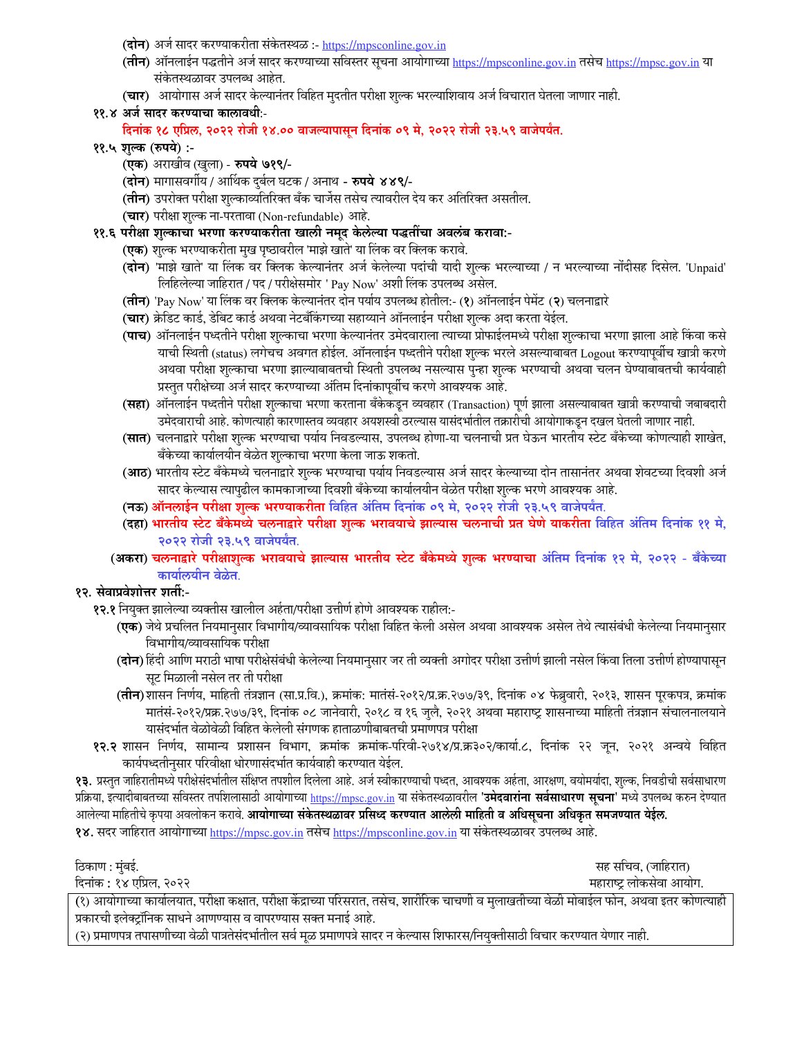**(दोन)** अर्ज सादर करण्याकरीता संकेतस्थळ :- https://mpsconline.gov.in

**(तीन)** ऑनलाईन पद्धतीने अर्ज सादर करण्याच्या सविस्तर सूचना आयोगाच्या https://mpsconline.gov.in तसेच https://mpsc.gov.in या संकेतस्थळावर उपलब्ध आहेत.

**(चार)** आयोगास अर्ज सादर केल्यानंतर विहित मुदतीत परीक्षा शुल्क भरल्याशिवाय अर्ज विचारात घेतला जाणार नाही.

**११.४ अर्ज सादर करण्याचा कालावधी:-**

**दिनांक १८ एप्रिल, २०२२ रोजी १४.०० वाजल्यापासून दिनांक ०९ मे, २०२२ रोजी २३.५९ वाजेपर्यंत.**

**११.५ शुल्क (रुपये) :-**

**(एक)** अराखीव (खुला) - **रुपये ७१९/-**

**(दोन)** मागासवर्गीय / आर्थिक दुर्बल घटक / अनाथ - **रुपये ४४९/-**

**(तीन)** उपरोक्त परीक्षा शुल्काव्यतिरिक्त बँक चार्जेस तसेच त्यावरील देय कर अतिरिक्त असतील.

**(चार)** परीक्षा शुल्क ना-परतावा (Non-refundable) आहे.

**११.६ परीक्षा शुल्काचा भरणा करण्याकरीता खाली नमूद केलेल्या पद्धतींचा अवलंब करावा:-**

**(एक)** शुल्क भरण्याकरीता मुख पृष्ठावरील 'माझे खाते' या लिंक वर क्लिक करावे.

**(दोन)** 'माझे खाते' या लिंक वर क्लिक केल्यानंतर अर्ज केलेल्या पदांची यादी शुल्क भरल्याच्या / न भरल्याच्या नोंदीसह दिसेल. 'Unpaid' लिहिलेल्या जाहिरात / पद / परीक्षेसमोर ' Pay Now' अशी लिंक उपलब्ध असेल.

**(तीन)** 'Pay Now' या लिंक वर क्लिक केल्यानंतर दोन पर्याय उपलब्ध होतील:- (**१**) ऑनलाईन पेमेंट (**२**) चलनाद्वारे

**(चार)** क्रेडिट कार्ड, डेबिट कार्ड अथवा नेटबँकिंगच्या सहाय्याने ऑनलाईन परीक्षा शुल्क अदा करता येईल.

**(पाच)** ऑनलाईन पध्दतीने परीक्षा शुल्काचा भरणा केल्यानंतर उमेदवाराला त्याच्या प्रोफाईलमध्ये परीक्षा शुल्काचा भरणा झाला आहे किंवा कसे याची स्थिती (status) लगेचच अवगत होईल. ऑनलाईन पध्दतीने परीक्षा शुल्क भरले असल्याबाबत Logout करण्यापूर्वीच खात्री करणे अथवा परीक्षा शुल्काचा भरणा झाल्याबाबतची स्थिती उपलब्ध नसल्यास पुन्हा शुल्क भरण्याची अथवा चलन घेण्याबाबतची कार्यवाही प्रस्तुत परीक्षेच्या अर्ज सादर करण्याच्या अंतिम दिनांकापूर्वीच करणे आवश्यक आहे.

**(सहा)** ऑनलाईन पध्दतीने परीक्षा शुल्काचा भरणा करताना बँकेकडून व्यवहार (Transaction) पूर्ण झाला असल्याबाबत खात्री करण्याची जबाबदारी उमेदवाराची आहे. कोणत्याही कारणास्तव व्यवहार अयशस्वी ठरल्यास यासंदर्भातील तक्रारीची आयोगाकडून दखल घेतली जाणार नाही.

**(सात)** चलनाद्वारे परीक्षा शुल्क भरण्याचा पर्याय निवडल्यास, उपलब्ध होणा-या चलनाची प्रत घेऊन भारतीय स्टेट बँकेच्या कोणत्याही शाखेत, बँकेच्या कार्यालयीन वेळेत शुल्काचा भरणा केला जाऊ शकतो.

**(आठ)** भारतीय स्टेट बँकेमध्ये चलनाद्वारे शुल्क भरण्याचा पर्याय निवडल्यास अर्ज सादर केल्याच्या दोन तासानंतर अथवा शेवटच्या दिवशी अर्ज सादर केल्यास त्यापुढील कामकाजाच्या दिवशी बँकेच्या कार्यालयीन वेळेत परीक्षा शुल्क भरणे आवश्यक आहे.

**(नऊ)** **ऑनलाईन परीक्षा शुल्क भरण्याकरीता विहित अंतिम दिनांक ०९ मे, २०२२ रोजी २३.५९ वाजेपर्यंत.**

**(दहा)** **भारतीय स्टेट बँकेमध्ये चलनाद्वारे परीक्षा शुल्क भरावयाचे झाल्यास चलनाची प्रत घेणे याकरीता विहित अंतिम दिनांक ११ मे, २०२२ रोजी २३.५९ वाजेपर्यंत.**

**(अकरा)** **चलनाद्वारे परीक्षाशुल्क भरावयाचे झाल्यास भारतीय स्टेट बँकेमध्ये शुल्क भरण्याचा अंतिम दिनांक १२ मे, २०२२ - बँकेच्या कार्यालयीन वेळेत.**

**१२. सेवाप्रवेशोत्तर शर्ती:-**

**१२.१** नियुक्त झालेल्या व्यक्तीस खालील अर्हता/परीक्षा उत्तीर्ण होणे आवश्यक राहील:-

**(एक)** जेथे प्रचलित नियमानुसार विभागीय/व्यावसायिक परीक्षा विहित केली असेल अथवा आवश्यक असेल तेथे त्यासंबंधी केलेल्या नियमानुसार विभागीय/व्यावसायिक परीक्षा

**(दोन)** हिंदी आणि मराठी भाषा परीक्षेसंबंधी केलेल्या नियमानुसार जर ती व्यक्ती अगोदर परीक्षा उत्तीर्ण झाली नसेल किंवा तिला उत्तीर्ण होण्यापासून सूट मिळाली नसेल तर ती परीक्षा

**(तीन)** शासन निर्णय, माहिती तंत्रज्ञान (सा.प्र.वि.), क्रमांक: मातंसं-२०१२/प्र.क्र.२७७/३९, दिनांक ०४ फेब्रुवारी, २०१३, शासन पूरकपत्र, क्रमांक मातंसं-२०१२/प्रक्र.२७७/३९, दिनांक ०८ जानेवारी, २०१८ व १६ जुलै, २०२१ अथवा महाराष्ट्र शासनाच्या माहिती तंत्रज्ञान संचालनालयाने यासंदर्भात वेळोवेळी विहित केलेली संगणक हाताळणीबाबतची प्रमाणपत्र परीक्षा

**१२.२** शासन निर्णय, सामान्य प्रशासन विभाग, क्रमांक क्रमांक-परिवी-२७१४/प्र.क्र३०२/कार्या.८, दिनांक २२ जून, २०२१ अन्वये विहित कार्यपध्दतीनुसार परिवीक्षा धोरणासंदर्भात कार्यवाही करण्यात येईल.

**१३.** प्रस्तुत जाहिरातीमध्ये परीक्षेसंदर्भातील संक्षिप्त तपशील दिलेला आहे. अर्ज स्वीकारण्याची पध्दत, आवश्यक अर्हता, आरक्षण, वयोमर्यादा, शुल्क, निवडीची सर्वसाधारण प्रक्रिया, इत्यादीबाबतच्या सविस्तर तपशिलासाठी आयोगाच्या https://mpsc.gov.in या संकेतस्थळावरील '**उमेदवारांना सर्वसाधारण सूचना**' मध्ये उपलब्ध करुन देण्यात आलेल्या माहितीचे कृपया अवलोकन करावे. **आयोगाच्या संकेतस्थळावर प्रसिध्द करण्यात आलेली माहिती व अधिसूचना अधिकृत समजण्यात येईल.**

**१४.** सदर जाहिरात आयोगाच्या https://mpsc.gov.in तसेच https://mpsconline.gov.in या संकेतस्थळावर उपलब्ध आहे.

ठिकाण : मुंबई.
दिनांक : १४ एप्रिल, २०२२

सह सचिव, (जाहिरात)
महाराष्ट्र लोकसेवा आयोग.

(१) आयोगाच्या कार्यालयात, परीक्षा कक्षात, परीक्षा केंद्राच्या परिसरात, तसेच, शारीरिक चाचणी व मुलाखतीच्या वेळी मोबाईल फोन, अथवा इतर कोणत्याही प्रकारची इलेक्ट्रॉनिक साधने आणण्यास व वापरण्यास सक्त मनाई आहे.
(२) प्रमाणपत्र तपासणीच्या वेळी पात्रतेसंदर्भातील सर्व मूळ प्रमाणपत्रे सादर न केल्यास शिफारस/नियुक्तीसाठी विचार करण्यात येणार नाही.